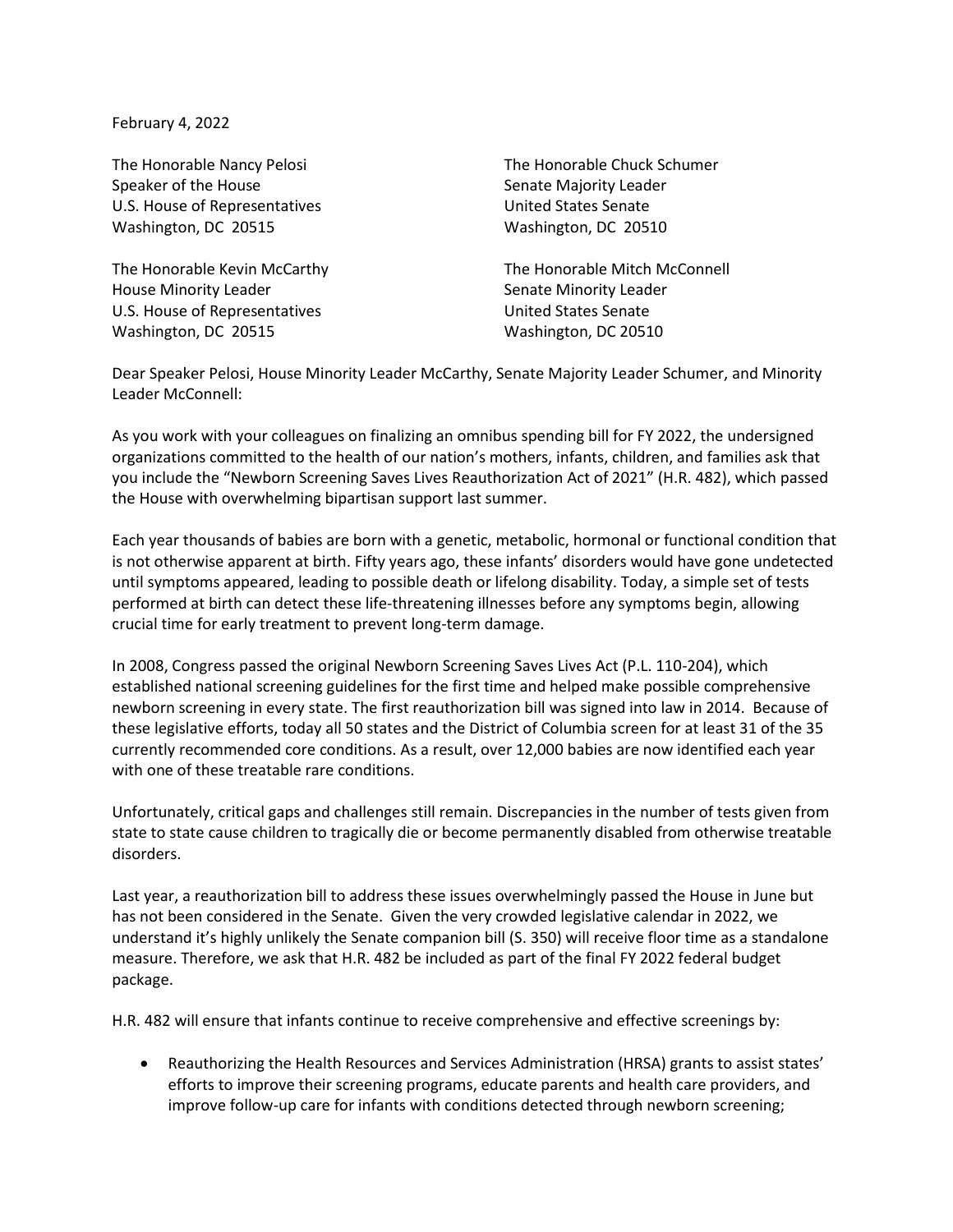February 4, 2022

The Honorable Nancy Pelosi
Speaker of the House
U.S. House of Representatives
Washington, DC 20515

The Honorable Chuck Schumer
Senate Majority Leader
United States Senate
Washington, DC 20510

The Honorable Kevin McCarthy
House Minority Leader
U.S. House of Representatives
Washington, DC 20515

The Honorable Mitch McConnell
Senate Minority Leader
United States Senate
Washington, DC 20510

Dear Speaker Pelosi, House Minority Leader McCarthy, Senate Majority Leader Schumer, and Minority Leader McConnell:

As you work with your colleagues on finalizing an omnibus spending bill for FY 2022, the undersigned organizations committed to the health of our nation's mothers, infants, children, and families ask that you include the "Newborn Screening Saves Lives Reauthorization Act of 2021" (H.R. 482), which passed the House with overwhelming bipartisan support last summer.

Each year thousands of babies are born with a genetic, metabolic, hormonal or functional condition that is not otherwise apparent at birth. Fifty years ago, these infants' disorders would have gone undetected until symptoms appeared, leading to possible death or lifelong disability. Today, a simple set of tests performed at birth can detect these life-threatening illnesses before any symptoms begin, allowing crucial time for early treatment to prevent long-term damage.

In 2008, Congress passed the original Newborn Screening Saves Lives Act (P.L. 110-204), which established national screening guidelines for the first time and helped make possible comprehensive newborn screening in every state. The first reauthorization bill was signed into law in 2014. Because of these legislative efforts, today all 50 states and the District of Columbia screen for at least 31 of the 35 currently recommended core conditions. As a result, over 12,000 babies are now identified each year with one of these treatable rare conditions.

Unfortunately, critical gaps and challenges still remain. Discrepancies in the number of tests given from state to state cause children to tragically die or become permanently disabled from otherwise treatable disorders.

Last year, a reauthorization bill to address these issues overwhelmingly passed the House in June but has not been considered in the Senate. Given the very crowded legislative calendar in 2022, we understand it's highly unlikely the Senate companion bill (S. 350) will receive floor time as a standalone measure. Therefore, we ask that H.R. 482 be included as part of the final FY 2022 federal budget package.

H.R. 482 will ensure that infants continue to receive comprehensive and effective screenings by:

- Reauthorizing the Health Resources and Services Administration (HRSA) grants to assist states' efforts to improve their screening programs, educate parents and health care providers, and improve follow-up care for infants with conditions detected through newborn screening;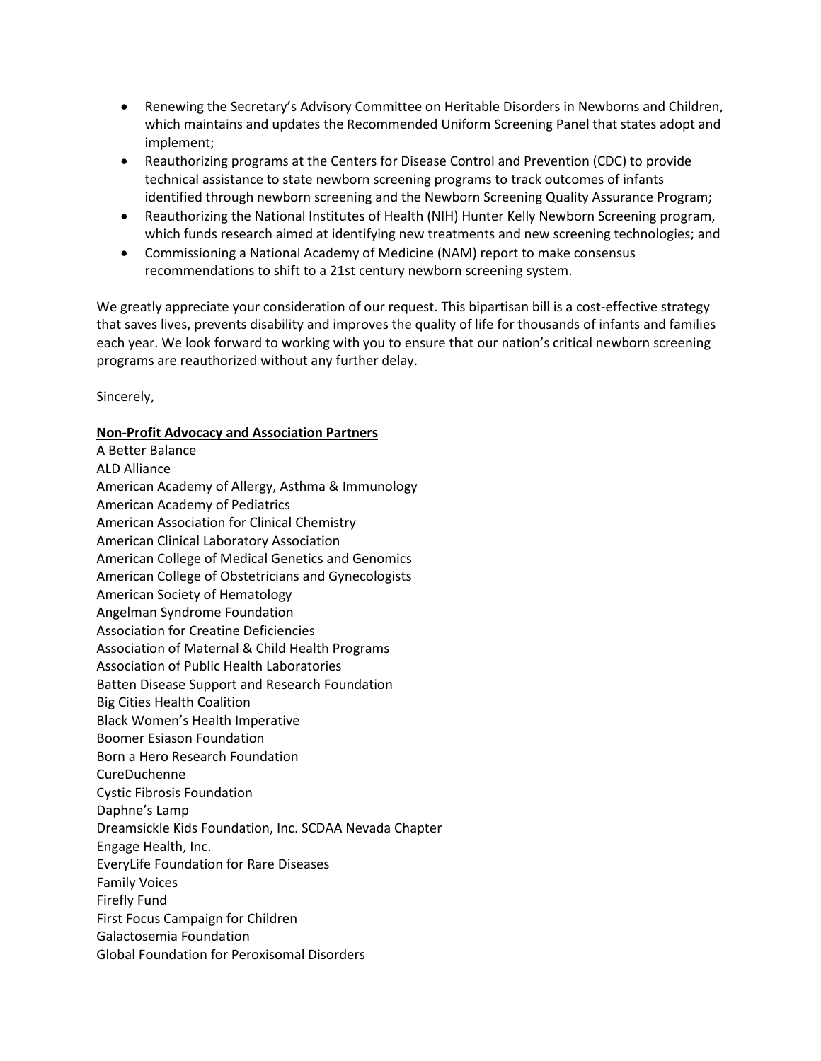- Renewing the Secretary's Advisory Committee on Heritable Disorders in Newborns and Children, which maintains and updates the Recommended Uniform Screening Panel that states adopt and implement;
- Reauthorizing programs at the Centers for Disease Control and Prevention (CDC) to provide technical assistance to state newborn screening programs to track outcomes of infants identified through newborn screening and the Newborn Screening Quality Assurance Program;
- Reauthorizing the National Institutes of Health (NIH) Hunter Kelly Newborn Screening program, which funds research aimed at identifying new treatments and new screening technologies; and
- Commissioning a National Academy of Medicine (NAM) report to make consensus recommendations to shift to a 21st century newborn screening system.

We greatly appreciate your consideration of our request. This bipartisan bill is a cost-effective strategy that saves lives, prevents disability and improves the quality of life for thousands of infants and families each year. We look forward to working with you to ensure that our nation's critical newborn screening programs are reauthorized without any further delay.

Sincerely,

**Non-Profit Advocacy and Association Partners**

A Better Balance
ALD Alliance
American Academy of Allergy, Asthma & Immunology
American Academy of Pediatrics
American Association for Clinical Chemistry
American Clinical Laboratory Association
American College of Medical Genetics and Genomics
American College of Obstetricians and Gynecologists
American Society of Hematology
Angelman Syndrome Foundation
Association for Creatine Deficiencies
Association of Maternal & Child Health Programs
Association of Public Health Laboratories
Batten Disease Support and Research Foundation
Big Cities Health Coalition
Black Women's Health Imperative
Boomer Esiason Foundation
Born a Hero Research Foundation
CureDuchenne
Cystic Fibrosis Foundation
Daphne's Lamp
Dreamsickle Kids Foundation, Inc. SCDAA Nevada Chapter
Engage Health, Inc.
EveryLife Foundation for Rare Diseases
Family Voices
Firefly Fund
First Focus Campaign for Children
Galactosemia Foundation
Global Foundation for Peroxisomal Disorders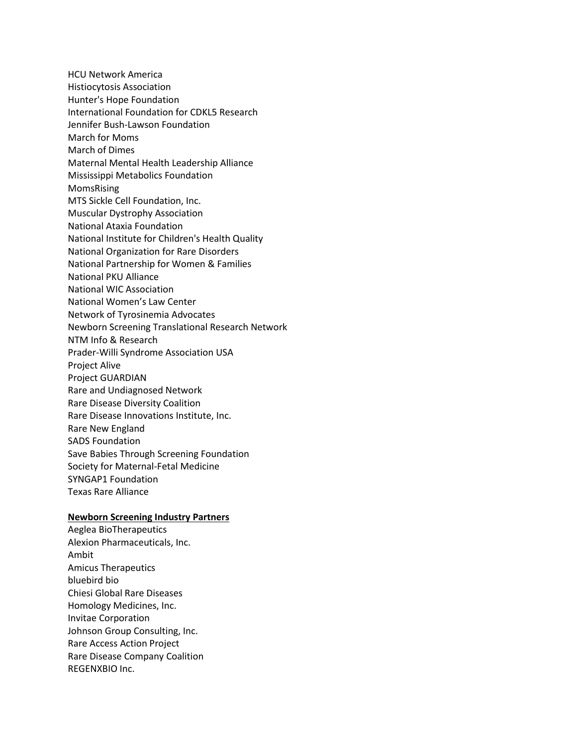HCU Network America
Histiocytosis Association
Hunter's Hope Foundation
International Foundation for CDKL5 Research
Jennifer Bush-Lawson Foundation
March for Moms
March of Dimes
Maternal Mental Health Leadership Alliance
Mississippi Metabolics Foundation
MomsRising
MTS Sickle Cell Foundation, Inc.
Muscular Dystrophy Association
National Ataxia Foundation
National Institute for Children's Health Quality
National Organization for Rare Disorders
National Partnership for Women & Families
National PKU Alliance
National WIC Association
National Women's Law Center
Network of Tyrosinemia Advocates
Newborn Screening Translational Research Network
NTM Info & Research
Prader-Willi Syndrome Association USA
Project Alive
Project GUARDIAN
Rare and Undiagnosed Network
Rare Disease Diversity Coalition
Rare Disease Innovations Institute, Inc.
Rare New England
SADS Foundation
Save Babies Through Screening Foundation
Society for Maternal-Fetal Medicine
SYNGAP1 Foundation
Texas Rare Alliance

**Newborn Screening Industry Partners**

Aeglea BioTherapeutics
Alexion Pharmaceuticals, Inc.
Ambit
Amicus Therapeutics
bluebird bio
Chiesi Global Rare Diseases
Homology Medicines, Inc.
Invitae Corporation
Johnson Group Consulting, Inc.
Rare Access Action Project
Rare Disease Company Coalition
REGENXBIO Inc.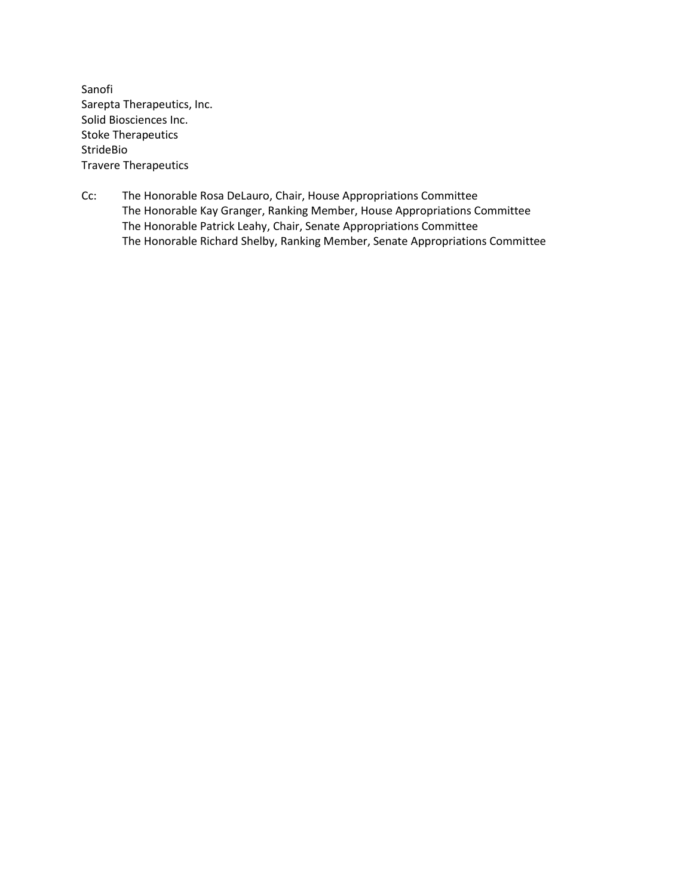Sanofi
Sarepta Therapeutics, Inc.
Solid Biosciences Inc.
Stoke Therapeutics
StrideBio
Travere Therapeutics

Cc: The Honorable Rosa DeLauro, Chair, House Appropriations Committee
The Honorable Kay Granger, Ranking Member, House Appropriations Committee
The Honorable Patrick Leahy, Chair, Senate Appropriations Committee
The Honorable Richard Shelby, Ranking Member, Senate Appropriations Committee